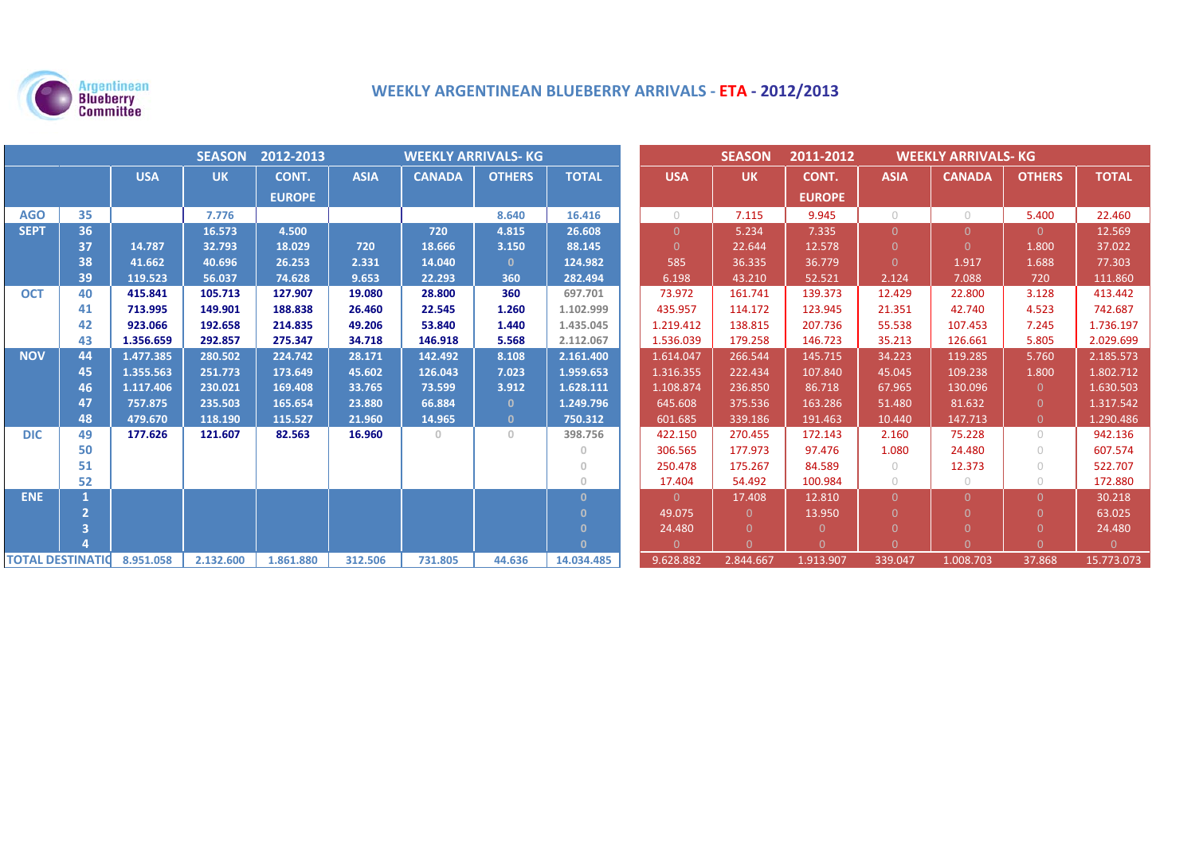Argentinean Blueberry Committee

# WEEKLY ARGENTINEAN BLUEBERRY ARRIVALS - ETA - 2012/2013

| | | SEASON 2012-2013 WEEKLY ARRIVALS- KG | | | | | | | SEASON 2011-2012 WEEKLY ARRIVALS- KG | | | | | | |
|---|---|---|---|---|---|---|---|---|---|---|---|---|---|---|---|
| | | USA | UK | CONT. EUROPE | ASIA | CANADA | OTHERS | TOTAL | USA | UK | CONT. EUROPE | ASIA | CANADA | OTHERS | TOTAL |
| AGO | 35 | | 7.776 | | | | 8.640 | 16.416 | 0 | 7.115 | 9.945 | 0 | 0 | 5.400 | 22.460 |
| SEPT | 36 | | 16.573 | 4.500 | | 720 | 4.815 | 26.608 | 0 | 5.234 | 7.335 | 0 | 0 | 0 | 12.569 |
| | 37 | 14.787 | 32.793 | 18.029 | 720 | 18.666 | 3.150 | 88.145 | 0 | 22.644 | 12.578 | 0 | 0 | 1.800 | 37.022 |
| | 38 | 41.662 | 40.696 | 26.253 | 2.331 | 14.040 | 0 | 124.982 | 585 | 36.335 | 36.779 | 0 | 1.917 | 1.688 | 77.303 |
| | 39 | 119.523 | 56.037 | 74.628 | 9.653 | 22.293 | 360 | 282.494 | 6.198 | 43.210 | 52.521 | 2.124 | 7.088 | 720 | 111.860 |
| OCT | 40 | 415.841 | 105.713 | 127.907 | 19.080 | 28.800 | 360 | 697.701 | 73.972 | 161.741 | 139.373 | 12.429 | 22.800 | 3.128 | 413.442 |
| | 41 | 713.995 | 149.901 | 188.838 | 26.460 | 22.545 | 1.260 | 1.102.999 | 435.957 | 114.172 | 123.945 | 21.351 | 42.740 | 4.523 | 742.687 |
| | 42 | 923.066 | 192.658 | 214.835 | 49.206 | 53.840 | 1.440 | 1.435.045 | 1.219.412 | 138.815 | 207.736 | 55.538 | 107.453 | 7.245 | 1.736.197 |
| | 43 | 1.356.659 | 292.857 | 275.347 | 34.718 | 146.918 | 5.568 | 2.112.067 | 1.536.039 | 179.258 | 146.723 | 35.213 | 126.661 | 5.805 | 2.029.699 |
| NOV | 44 | 1.477.385 | 280.502 | 224.742 | 28.171 | 142.492 | 8.108 | 2.161.400 | 1.614.047 | 266.544 | 145.715 | 34.223 | 119.285 | 5.760 | 2.185.573 |
| | 45 | 1.355.563 | 251.773 | 173.649 | 45.602 | 126.043 | 7.023 | 1.959.653 | 1.316.355 | 222.434 | 107.840 | 45.045 | 109.238 | 1.800 | 1.802.712 |
| | 46 | 1.117.406 | 230.021 | 169.408 | 33.765 | 73.599 | 3.912 | 1.628.111 | 1.108.874 | 236.850 | 86.718 | 67.965 | 130.096 | 0 | 1.630.503 |
| | 47 | 757.875 | 235.503 | 165.654 | 23.880 | 66.884 | 0 | 1.249.796 | 645.608 | 375.536 | 163.286 | 51.480 | 81.632 | 0 | 1.317.542 |
| | 48 | 479.670 | 118.190 | 115.527 | 21.960 | 14.965 | 0 | 750.312 | 601.685 | 339.186 | 191.463 | 10.440 | 147.713 | 0 | 1.290.486 |
| DIC | 49 | 177.626 | 121.607 | 82.563 | 16.960 | 0 | 0 | 398.756 | 422.150 | 270.455 | 172.143 | 2.160 | 75.228 | 0 | 942.136 |
| | 50 | | | | | | | 0 | 306.565 | 177.973 | 97.476 | 1.080 | 24.480 | 0 | 607.574 |
| | 51 | | | | | | | 0 | 250.478 | 175.267 | 84.589 | 0 | 12.373 | 0 | 522.707 |
| | 52 | | | | | | | 0 | 17.404 | 54.492 | 100.984 | 0 | 0 | 0 | 172.880 |
| ENE | 1 | | | | | | | 0 | 0 | 17.408 | 12.810 | 0 | 0 | 0 | 30.218 |
| | 2 | | | | | | | 0 | 49.075 | 0 | 13.950 | 0 | 0 | 0 | 63.025 |
| | 3 | | | | | | | 0 | 24.480 | 0 | 0 | 0 | 0 | 0 | 24.480 |
| | 4 | | | | | | | 0 | 0 | 0 | 0 | 0 | 0 | 0 | 0 |
| TOTAL DESTINATIO | | 8.951.058 | 2.132.600 | 1.861.880 | 312.506 | 731.805 | 44.636 | 14.034.485 | 9.628.882 | 2.844.667 | 1.913.907 | 339.047 | 1.008.703 | 37.868 | 15.773.073 |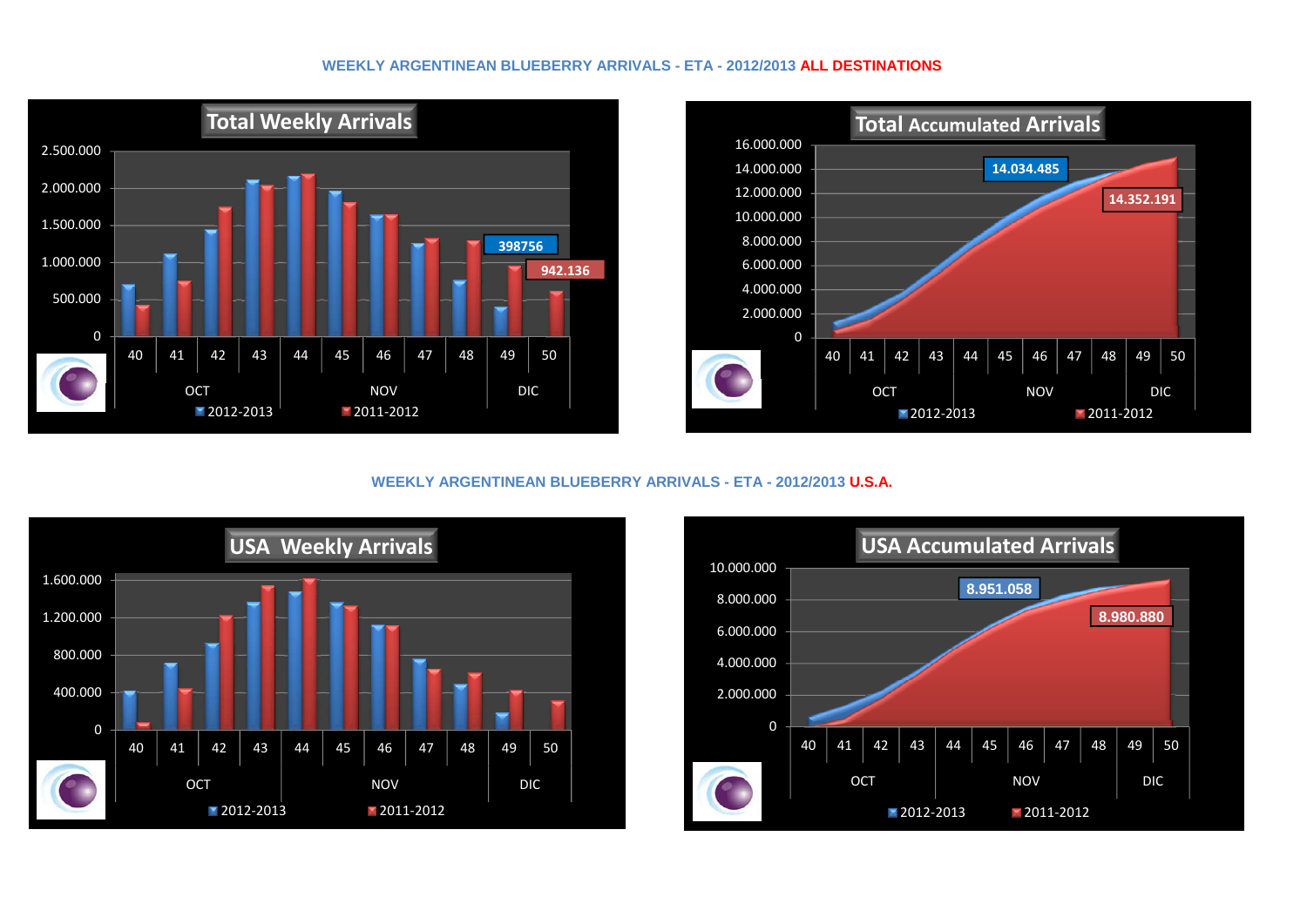**WEEKLY ARGENTINEAN BLUEBERRY ARRIVALS - ETA - 2012/2013 ALL DESTINATIONS**

**Total Weekly Arrivals**

2.500.000
2.000.000
1.500.000
1.000.000
500.000
0

398756
942.136

40 41 42 43 44 45 46 47 48 49 50

OCT NOV DIC

2012-2013 2011-2012

**Total Accumulated Arrivals**

16.000.000
14.000.000
12.000.000
10.000.000
8.000.000
6.000.000
4.000.000
2.000.000
0

14.034.485
14.352.191

40 41 42 43 44 45 46 47 48 49 50

OCT NOV DIC

2012-2013 2011-2012

**WEEKLY ARGENTINEAN BLUEBERRY ARRIVALS - ETA - 2012/2013 U.S.A.**

**USA Weekly Arrivals**

1.600.000
1.200.000
800.000
400.000
0

40 41 42 43 44 45 46 47 48 49 50

OCT NOV DIC

2012-2013 2011-2012

**USA Accumulated Arrivals**

10.000.000
8.000.000
6.000.000
4.000.000
2.000.000
0

8.951.058
8.980.880

40 41 42 43 44 45 46 47 48 49 50

OCT NOV DIC

2012-2013 2011-2012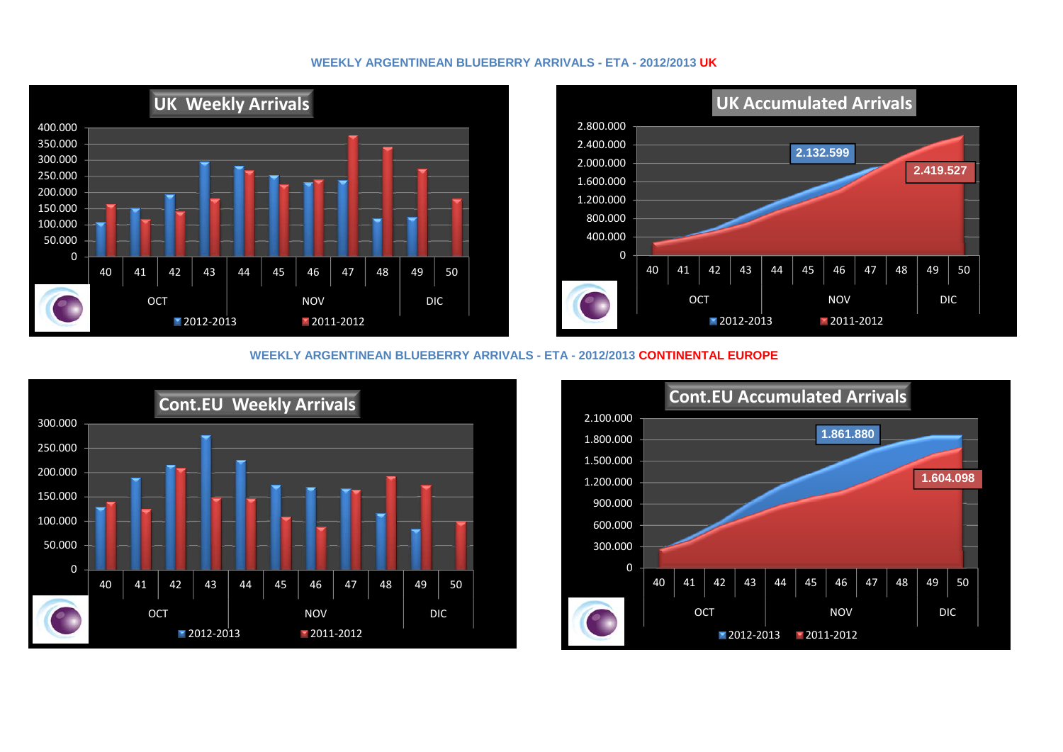WEEKLY ARGENTINEAN BLUEBERRY ARRIVALS - ETA - 2012/2013 UK

UK Weekly Arrivals

400.000
350.000
300.000
250.000
200.000
150.000
100.000
50.000
0

40 41 42 43 44 45 46 47 48 49 50

OCT NOV DIC

2012-2013 2011-2012

UK Accumulated Arrivals

2.800.000
2.400.000
2.000.000
1.600.000
1.200.000
800.000
400.000
0

2.132.599

2.419.527

40 41 42 43 44 45 46 47 48 49 50

OCT NOV DIC

2012-2013 2011-2012

WEEKLY ARGENTINEAN BLUEBERRY ARRIVALS - ETA - 2012/2013 CONTINENTAL EUROPE

Cont.EU Weekly Arrivals

300.000
250.000
200.000
150.000
100.000
50.000
0

40 41 42 43 44 45 46 47 48 49 50

OCT NOV DIC

2012-2013 2011-2012

Cont.EU Accumulated Arrivals

2.100.000
1.800.000
1.500.000
1.200.000
900.000
600.000
300.000
0

1.861.880

1.604.098

40 41 42 43 44 45 46 47 48 49 50

OCT NOV DIC

2012-2013 2011-2012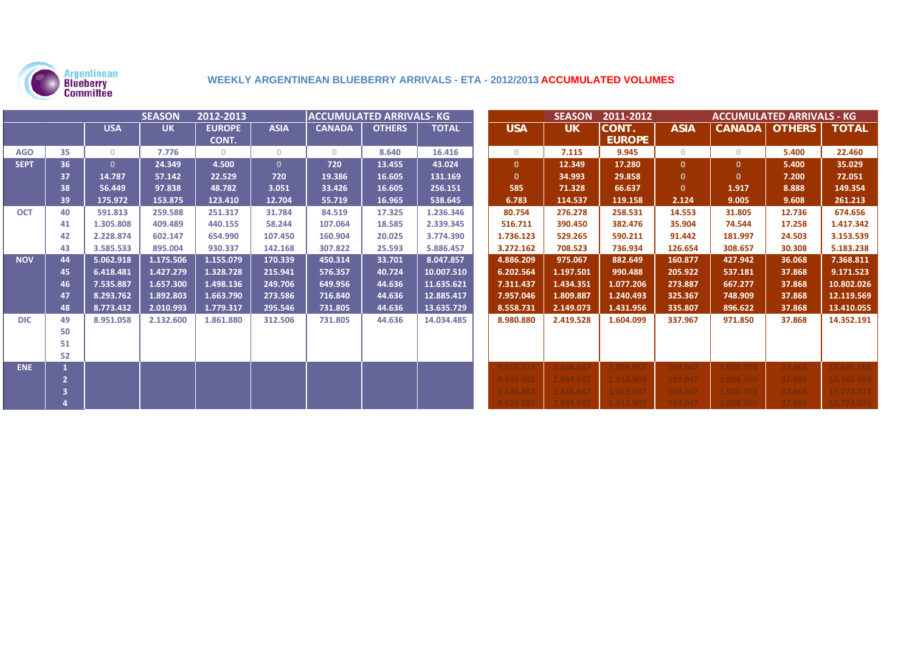Argentinean Blueberry Committee

# WEEKLY ARGENTINEAN BLUEBERRY ARRIVALS - ETA - 2012/2013 ACCUMULATED VOLUMES

| | | SEASON 2012-2013 | | | | ACCUMULATED ARRIVALS- KG | | | SEASON 2011-2012 | | | | ACCUMULATED ARRIVALS - KG | | |
|---|---|---|---|---|---|---|---|---|---|---|---|---|---|---|---|
| | | USA | UK | EUROPE CONT. | ASIA | CANADA | OTHERS | TOTAL | USA | UK | CONT. EUROPE | ASIA | CANADA | OTHERS | TOTAL |
| AGO | 35 | 0 | 7.776 | 0 | 0 | 0 | 8.640 | 16.416 | 0 | 7.115 | 9.945 | 0 | 0 | 5.400 | 22.460 |
| SEPT | 36 | 0 | 24.349 | 4.500 | 0 | 720 | 13.455 | 43.024 | 0 | 12.349 | 17.280 | 0 | 0 | 5.400 | 35.029 |
| | 37 | 14.787 | 57.142 | 22.529 | 720 | 19.386 | 16.605 | 131.169 | 0 | 34.993 | 29.858 | 0 | 0 | 7.200 | 72.051 |
| | 38 | 56.449 | 97.838 | 48.782 | 3.051 | 33.426 | 16.605 | 256.151 | 585 | 71.328 | 66.637 | 0 | 1.917 | 8.888 | 149.354 |
| | 39 | 175.972 | 153.875 | 123.410 | 12.704 | 55.719 | 16.965 | 538.645 | 6.783 | 114.537 | 119.158 | 2.124 | 9.005 | 9.608 | 261.213 |
| OCT | 40 | 591.813 | 259.588 | 251.317 | 31.784 | 84.519 | 17.325 | 1.236.346 | 80.754 | 276.278 | 258.531 | 14.553 | 31.805 | 12.736 | 674.656 |
| | 41 | 1.305.808 | 409.489 | 440.155 | 58.244 | 107.064 | 18.585 | 2.339.345 | 516.711 | 390.450 | 382.476 | 35.904 | 74.544 | 17.258 | 1.417.342 |
| | 42 | 2.228.874 | 602.147 | 654.990 | 107.450 | 160.904 | 20.025 | 3.774.390 | 1.736.123 | 529.265 | 590.211 | 91.442 | 181.997 | 24.503 | 3.153.539 |
| | 43 | 3.585.533 | 895.004 | 930.337 | 142.168 | 307.822 | 25.593 | 5.886.457 | 3.272.162 | 708.523 | 736.934 | 126.654 | 308.657 | 30.308 | 5.183.238 |
| NOV | 44 | 5.062.918 | 1.175.506 | 1.155.079 | 170.339 | 450.314 | 33.701 | 8.047.857 | 4.886.209 | 975.067 | 882.649 | 160.877 | 427.942 | 36.068 | 7.368.811 |
| | 45 | 6.418.481 | 1.427.279 | 1.328.728 | 215.941 | 576.357 | 40.724 | 10.007.510 | 6.202.564 | 1.197.501 | 990.488 | 205.922 | 537.181 | 37.868 | 9.171.523 |
| | 46 | 7.535.887 | 1.657.300 | 1.498.136 | 249.706 | 649.956 | 44.636 | 11.635.621 | 7.311.437 | 1.434.351 | 1.077.206 | 273.887 | 667.277 | 37.868 | 10.802.026 |
| | 47 | 8.293.762 | 1.892.803 | 1.663.790 | 273.586 | 716.840 | 44.636 | 12.885.417 | 7.957.046 | 1.809.887 | 1.240.493 | 325.367 | 748.909 | 37.868 | 12.119.569 |
| | 48 | 8.773.432 | 2.010.993 | 1.779.317 | 295.546 | 731.805 | 44.636 | 13.635.729 | 8.558.731 | 2.149.073 | 1.431.956 | 335.807 | 896.622 | 37.868 | 13.410.055 |
| DIC | 49 | 8.951.058 | 2.132.600 | 1.861.880 | 312.506 | 731.805 | 44.636 | 14.034.485 | 8.980.880 | 2.419.528 | 1.604.099 | 337.967 | 971.850 | 37.868 | 14.352.191 |
| | 50 | | | | | | | | | | | | | | |
| | 51 | | | | | | | | | | | | | | |
| | 52 | | | | | | | | | | | | | | |
| ENE | 1 | | | | | | | | 9.555.327 | 2.844.667 | 1.899.957 | 339.047 | 1.008.703 | 37.868 | 15.685.568 |
| | 2 | | | | | | | | 9.604.402 | 2.844.667 | 1.913.907 | 339.047 | 1.008.703 | 37.868 | 15.748.593 |
| | 3 | | | | | | | | 9.628.882 | 2.844.667 | 1.913.907 | 339.047 | 1.008.703 | 37.868 | 15.773.073 |
| | 4 | | | | | | | | 9.628.882 | 2.844.667 | 1.913.907 | 339.047 | 1.008.703 | 37.868 | 15.773.073 |